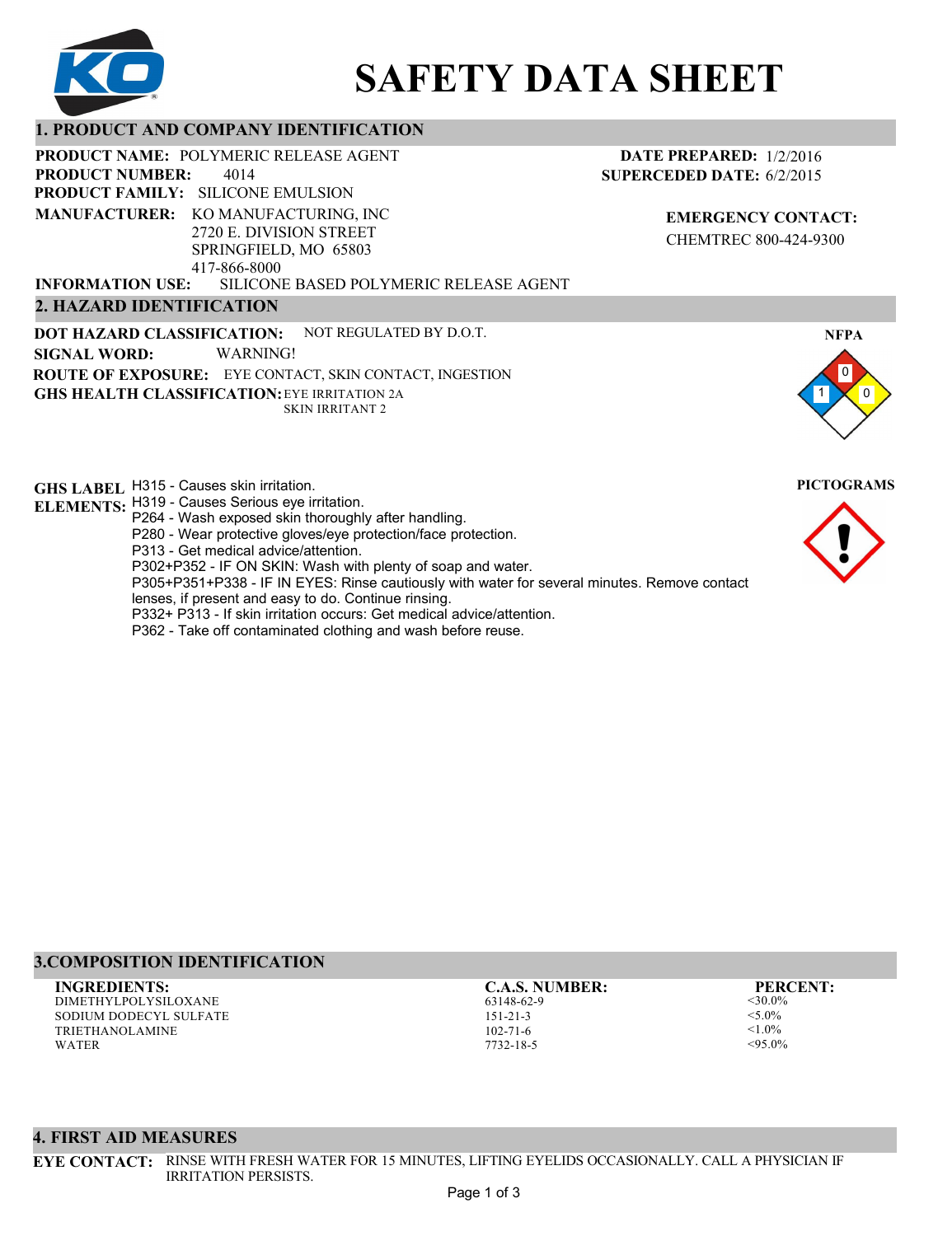# SAFETY DATA SHEET

## 1. PRODUCT AND COMPANY IDENTIFICATION

**PRODUCT NAME:** POLYMERIC RELEASE AGENT
**PRODUCT NUMBER:** 4014
**PRODUCT FAMILY:** SILICONE EMULSION
**MANUFACTURER:** KO MANUFACTURING, INC
2720 E. DIVISION STREET
SPRINGFIELD, MO 65803
417-866-8000
**INFORMATION USE:** SILICONE BASED POLYMERIC RELEASE AGENT

**DATE PREPARED:** 1/2/2016
**SUPERCEDED DATE:** 6/2/2015

**EMERGENCY CONTACT:**
CHEMTREC 800-424-9300

## 2. HAZARD IDENTIFICATION

**DOT HAZARD CLASSIFICATION:** NOT REGULATED BY D.O.T.
**SIGNAL WORD:** WARNING!
**ROUTE OF EXPOSURE:** EYE CONTACT, SKIN CONTACT, INGESTION
**GHS HEALTH CLASSIFICATION:** EYE IRRITATION 2A
SKIN IRRITANT 2

**NFPA**

Health: 1, Flammability: 0, Instability: 0

**GHS LABEL ELEMENTS:**
H315 - Causes skin irritation.
H319 - Causes Serious eye irritation.
P264 - Wash exposed skin thoroughly after handling.
P280 - Wear protective gloves/eye protection/face protection.
P313 - Get medical advice/attention.
P302+P352 - IF ON SKIN: Wash with plenty of soap and water.
P305+P351+P338 - IF IN EYES: Rinse cautiously with water for several minutes. Remove contact lenses, if present and easy to do. Continue rinsing.
P332+ P313 - If skin irritation occurs: Get medical advice/attention.
P362 - Take off contaminated clothing and wash before reuse.

**PICTOGRAMS**

## 3.COMPOSITION IDENTIFICATION

| INGREDIENTS: | C.A.S. NUMBER: | PERCENT: |
|---|---|---|
| DIMETHYLPOLYSILOXANE | 63148-62-9 | <30.0% |
| SODIUM DODECYL SULFATE | 151-21-3 | <5.0% |
| TRIETHANOLAMINE | 102-71-6 | <1.0% |
| WATER | 7732-18-5 | <95.0% |

## 4. FIRST AID MEASURES

**EYE CONTACT:** RINSE WITH FRESH WATER FOR 15 MINUTES, LIFTING EYELIDS OCCASIONALLY. CALL A PHYSICIAN IF IRRITATION PERSISTS.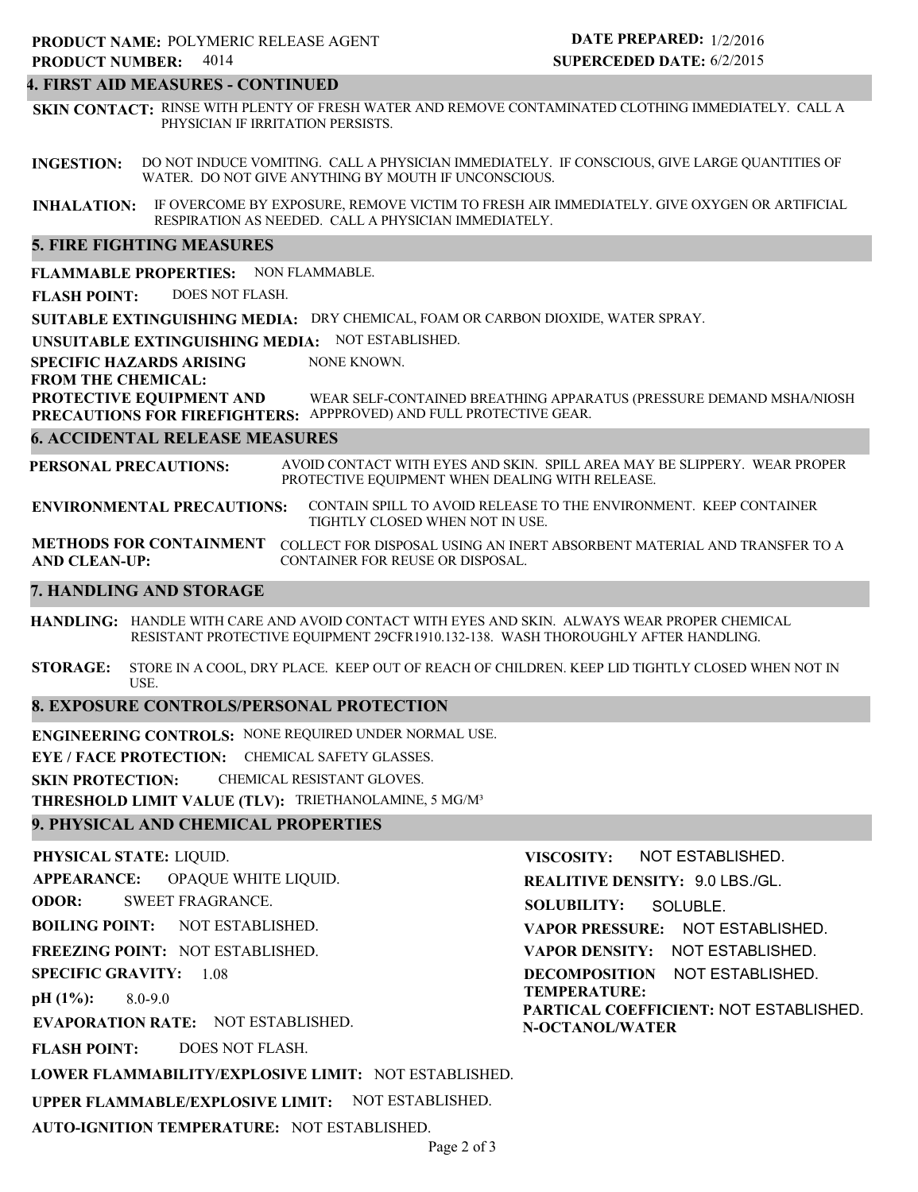**PRODUCT NAME:** POLYMERIC RELEASE AGENT
**PRODUCT NUMBER:** 4014

**DATE PREPARED:** 1/2/2016
**SUPERCEDED DATE:** 6/2/2015

## 4. FIRST AID MEASURES - CONTINUED

**SKIN CONTACT:** RINSE WITH PLENTY OF FRESH WATER AND REMOVE CONTAMINATED CLOTHING IMMEDIATELY. CALL A PHYSICIAN IF IRRITATION PERSISTS.

**INGESTION:** DO NOT INDUCE VOMITING. CALL A PHYSICIAN IMMEDIATELY. IF CONSCIOUS, GIVE LARGE QUANTITIES OF WATER. DO NOT GIVE ANYTHING BY MOUTH IF UNCONSCIOUS.

**INHALATION:** IF OVERCOME BY EXPOSURE, REMOVE VICTIM TO FRESH AIR IMMEDIATELY. GIVE OXYGEN OR ARTIFICIAL RESPIRATION AS NEEDED. CALL A PHYSICIAN IMMEDIATELY.

## 5. FIRE FIGHTING MEASURES

**FLAMMABLE PROPERTIES:** NON FLAMMABLE.

**FLASH POINT:** DOES NOT FLASH.

**SUITABLE EXTINGUISHING MEDIA:** DRY CHEMICAL, FOAM OR CARBON DIOXIDE, WATER SPRAY.

**UNSUITABLE EXTINGUISHING MEDIA:** NOT ESTABLISHED.

**SPECIFIC HAZARDS ARISING FROM THE CHEMICAL:** NONE KNOWN.

**PROTECTIVE EQUIPMENT AND PRECAUTIONS FOR FIREFIGHTERS:** WEAR SELF-CONTAINED BREATHING APPARATUS (PRESSURE DEMAND MSHA/NIOSH APPPROVED) AND FULL PROTECTIVE GEAR.

## 6. ACCIDENTAL RELEASE MEASURES

**PERSONAL PRECAUTIONS:** AVOID CONTACT WITH EYES AND SKIN. SPILL AREA MAY BE SLIPPERY. WEAR PROPER PROTECTIVE EQUIPMENT WHEN DEALING WITH RELEASE.

**ENVIRONMENTAL PRECAUTIONS:** CONTAIN SPILL TO AVOID RELEASE TO THE ENVIRONMENT. KEEP CONTAINER TIGHTLY CLOSED WHEN NOT IN USE.

**METHODS FOR CONTAINMENT AND CLEAN-UP:** COLLECT FOR DISPOSAL USING AN INERT ABSORBENT MATERIAL AND TRANSFER TO A CONTAINER FOR REUSE OR DISPOSAL.

## 7. HANDLING AND STORAGE

**HANDLING:** HANDLE WITH CARE AND AVOID CONTACT WITH EYES AND SKIN. ALWAYS WEAR PROPER CHEMICAL RESISTANT PROTECTIVE EQUIPMENT 29CFR1910.132-138. WASH THOROUGHLY AFTER HANDLING.

**STORAGE:** STORE IN A COOL, DRY PLACE. KEEP OUT OF REACH OF CHILDREN. KEEP LID TIGHTLY CLOSED WHEN NOT IN USE.

## 8. EXPOSURE CONTROLS/PERSONAL PROTECTION

**ENGINEERING CONTROLS:** NONE REQUIRED UNDER NORMAL USE.

**EYE / FACE PROTECTION:** CHEMICAL SAFETY GLASSES.

**SKIN PROTECTION:** CHEMICAL RESISTANT GLOVES.

**THRESHOLD LIMIT VALUE (TLV):** TRIETHANOLAMINE, 5 MG/M³

## 9. PHYSICAL AND CHEMICAL PROPERTIES

**PHYSICAL STATE:** LIQUID.

**APPEARANCE:** OPAQUE WHITE LIQUID.

**ODOR:** SWEET FRAGRANCE.

**BOILING POINT:** NOT ESTABLISHED.

**FREEZING POINT:** NOT ESTABLISHED.

**SPECIFIC GRAVITY:** 1.08

**pH (1%):** 8.0-9.0

**EVAPORATION RATE:** NOT ESTABLISHED.

**FLASH POINT:** DOES NOT FLASH.

**LOWER FLAMMABILITY/EXPLOSIVE LIMIT:** NOT ESTABLISHED.

**UPPER FLAMMABLE/EXPLOSIVE LIMIT:** NOT ESTABLISHED.

**AUTO-IGNITION TEMPERATURE:** NOT ESTABLISHED.

**VISCOSITY:** NOT ESTABLISHED.

**REALITIVE DENSITY:** 9.0 LBS./GL.

**SOLUBILITY:** SOLUBLE.

**VAPOR PRESSURE:** NOT ESTABLISHED.

**VAPOR DENSITY:** NOT ESTABLISHED.

**DECOMPOSITION TEMPERATURE:** NOT ESTABLISHED.

**PARTICAL COEFFICIENT: N-OCTANOL/WATER** NOT ESTABLISHED.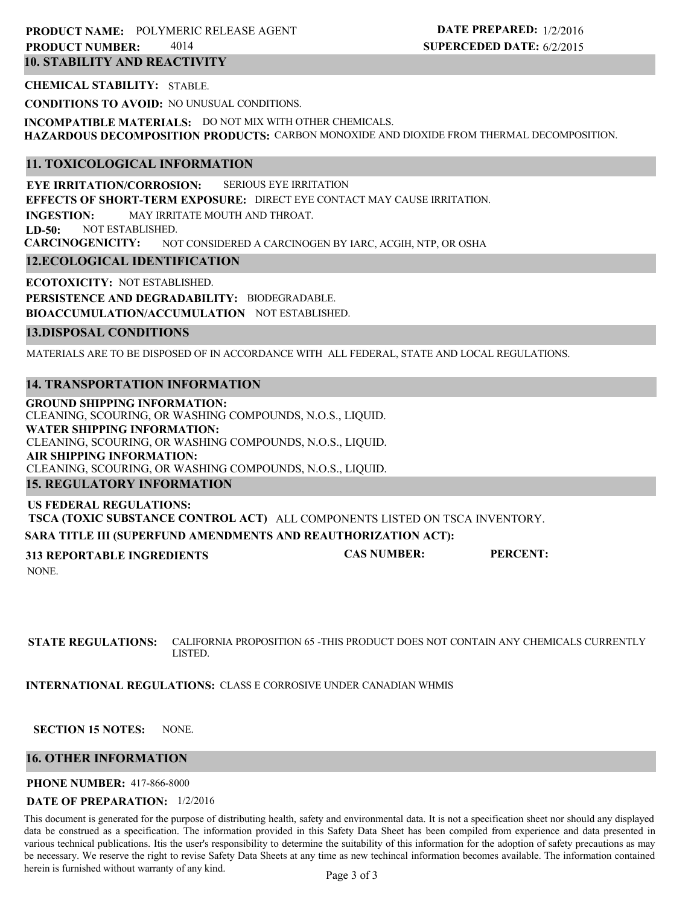**PRODUCT NAME:** POLYMERIC RELEASE AGENT
**PRODUCT NUMBER:** 4014

**DATE PREPARED:** 1/2/2016
**SUPERCEDED DATE:** 6/2/2015

## 10. STABILITY AND REACTIVITY

**CHEMICAL STABILITY:** STABLE.

**CONDITIONS TO AVOID:** NO UNUSUAL CONDITIONS.

**INCOMPATIBLE MATERIALS:** DO NOT MIX WITH OTHER CHEMICALS.

**HAZARDOUS DECOMPOSITION PRODUCTS:** CARBON MONOXIDE AND DIOXIDE FROM THERMAL DECOMPOSITION.

## 11. TOXICOLOGICAL INFORMATION

**EYE IRRITATION/CORROSION:** SERIOUS EYE IRRITATION

**EFFECTS OF SHORT-TERM EXPOSURE:** DIRECT EYE CONTACT MAY CAUSE IRRITATION.

**INGESTION:** MAY IRRITATE MOUTH AND THROAT.

**LD-50:** NOT ESTABLISHED.

**CARCINOGENICITY:** NOT CONSIDERED A CARCINOGEN BY IARC, ACGIH, NTP, OR OSHA

## 12.ECOLOGICAL IDENTIFICATION

**ECOTOXICITY:** NOT ESTABLISHED.

**PERSISTENCE AND DEGRADABILITY:** BIODEGRADABLE.

**BIOACCUMULATION/ACCUMULATION** NOT ESTABLISHED.

## 13.DISPOSAL CONDITIONS

MATERIALS ARE TO BE DISPOSED OF IN ACCORDANCE WITH ALL FEDERAL, STATE AND LOCAL REGULATIONS.

## 14. TRANSPORTATION INFORMATION

**GROUND SHIPPING INFORMATION:**
CLEANING, SCOURING, OR WASHING COMPOUNDS, N.O.S., LIQUID.

**WATER SHIPPING INFORMATION:**
CLEANING, SCOURING, OR WASHING COMPOUNDS, N.O.S., LIQUID.

**AIR SHIPPING INFORMATION:**
CLEANING, SCOURING, OR WASHING COMPOUNDS, N.O.S., LIQUID.

## 15. REGULATORY INFORMATION

**US FEDERAL REGULATIONS:**

**TSCA (TOXIC SUBSTANCE CONTROL ACT)** ALL COMPONENTS LISTED ON TSCA INVENTORY.

**SARA TITLE III (SUPERFUND AMENDMENTS AND REAUTHORIZATION ACT):**

| 313 REPORTABLE INGREDIENTS | CAS NUMBER: | PERCENT: |
|---|---|---|
| NONE. | | |

**STATE REGULATIONS:** CALIFORNIA PROPOSITION 65 -THIS PRODUCT DOES NOT CONTAIN ANY CHEMICALS CURRENTLY LISTED.

**INTERNATIONAL REGULATIONS:** CLASS E CORROSIVE UNDER CANADIAN WHMIS

**SECTION 15 NOTES:** NONE.

## 16. OTHER INFORMATION

**PHONE NUMBER:** 417-866-8000

**DATE OF PREPARATION:** 1/2/2016

This document is generated for the purpose of distributing health, safety and environmental data. It is not a specification sheet nor should any displayed data be construed as a specification. The information provided in this Safety Data Sheet has been compiled from experience and data presented in various technical publications. Itis the user's responsibility to determine the suitability of this information for the adoption of safety precautions as may be necessary. We reserve the right to revise Safety Data Sheets at any time as new techincal information becomes available. The information contained herein is furnished without warranty of any kind.